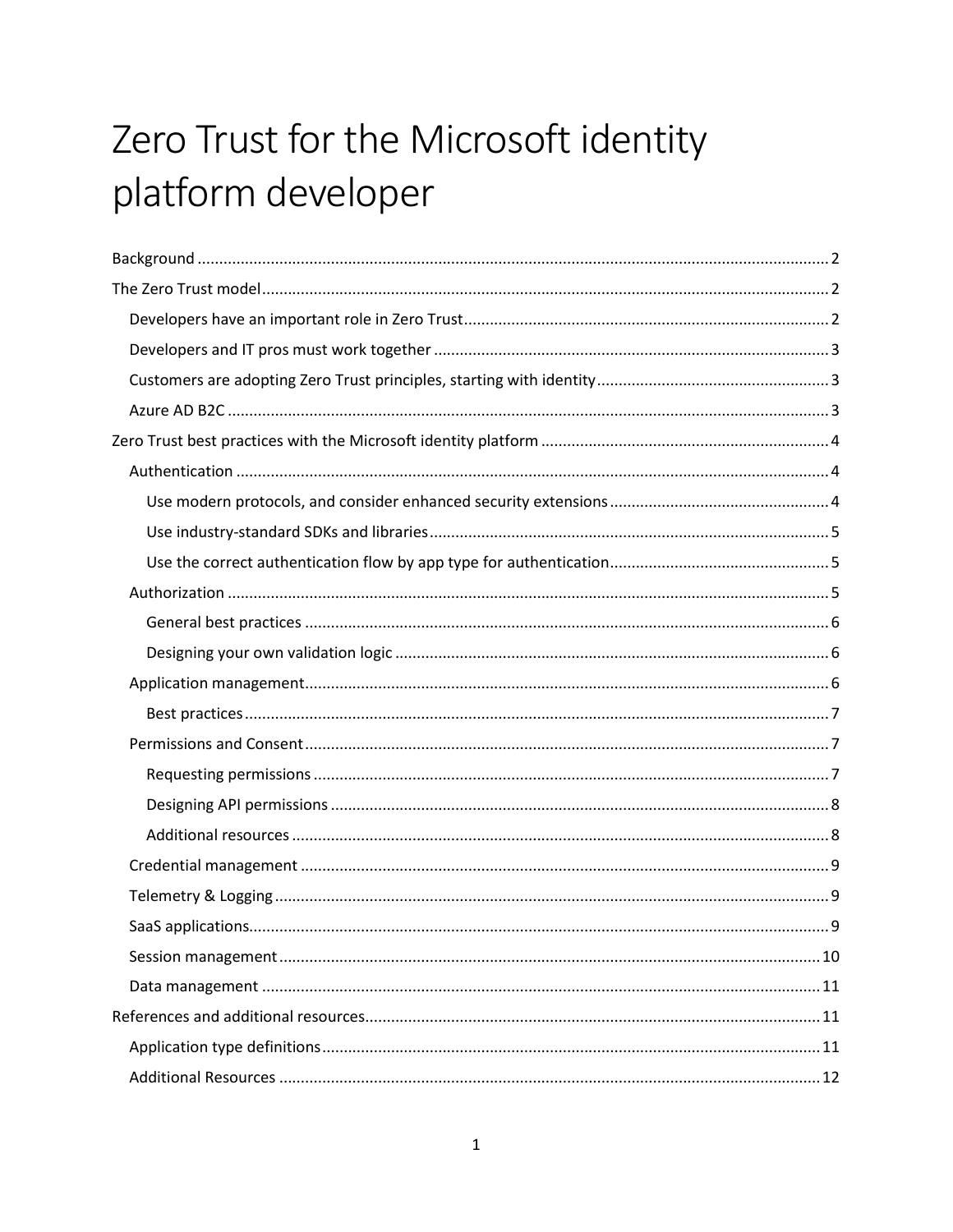# Zero Trust for the Microsoft identity platform developer

- Background ..... 2
- The Zero Trust model ..... 2
  - Developers have an important role in Zero Trust ..... 2
  - Developers and IT pros must work together ..... 3
  - Customers are adopting Zero Trust principles, starting with identity ..... 3
  - Azure AD B2C ..... 3
- Zero Trust best practices with the Microsoft identity platform ..... 4
  - Authentication ..... 4
    - Use modern protocols, and consider enhanced security extensions ..... 4
    - Use industry-standard SDKs and libraries ..... 5
    - Use the correct authentication flow by app type for authentication ..... 5
  - Authorization ..... 5
    - General best practices ..... 6
    - Designing your own validation logic ..... 6
  - Application management ..... 6
    - Best practices ..... 7
  - Permissions and Consent ..... 7
    - Requesting permissions ..... 7
    - Designing API permissions ..... 8
    - Additional resources ..... 8
  - Credential management ..... 9
  - Telemetry & Logging ..... 9
  - SaaS applications ..... 9
  - Session management ..... 10
  - Data management ..... 11
- References and additional resources ..... 11
  - Application type definitions ..... 11
  - Additional Resources ..... 12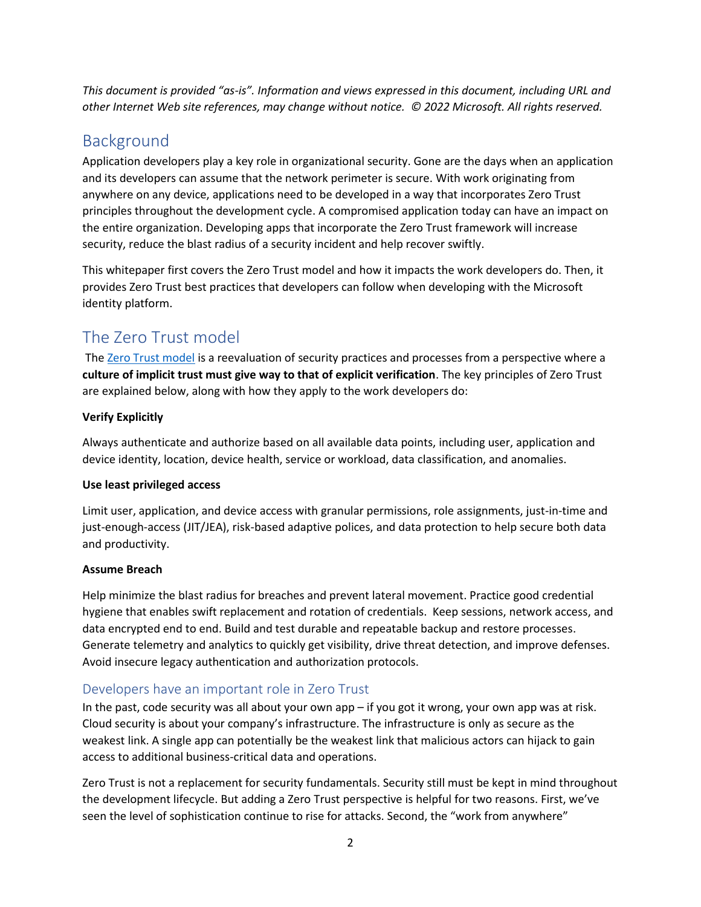*This document is provided "as-is". Information and views expressed in this document, including URL and other Internet Web site references, may change without notice. © 2022 Microsoft. All rights reserved.*

## Background

Application developers play a key role in organizational security. Gone are the days when an application and its developers can assume that the network perimeter is secure. With work originating from anywhere on any device, applications need to be developed in a way that incorporates Zero Trust principles throughout the development cycle. A compromised application today can have an impact on the entire organization. Developing apps that incorporate the Zero Trust framework will increase security, reduce the blast radius of a security incident and help recover swiftly.

This whitepaper first covers the Zero Trust model and how it impacts the work developers do. Then, it provides Zero Trust best practices that developers can follow when developing with the Microsoft identity platform.

## The Zero Trust model

The [Zero Trust model](https://www.microsoft.com/security/business/zero-trust) is a reevaluation of security practices and processes from a perspective where a **culture of implicit trust must give way to that of explicit verification**. The key principles of Zero Trust are explained below, along with how they apply to the work developers do:

**Verify Explicitly**

Always authenticate and authorize based on all available data points, including user, application and device identity, location, device health, service or workload, data classification, and anomalies.

**Use least privileged access**

Limit user, application, and device access with granular permissions, role assignments, just-in-time and just-enough-access (JIT/JEA), risk-based adaptive polices, and data protection to help secure both data and productivity.

**Assume Breach**

Help minimize the blast radius for breaches and prevent lateral movement. Practice good credential hygiene that enables swift replacement and rotation of credentials. Keep sessions, network access, and data encrypted end to end. Build and test durable and repeatable backup and restore processes. Generate telemetry and analytics to quickly get visibility, drive threat detection, and improve defenses. Avoid insecure legacy authentication and authorization protocols.

### Developers have an important role in Zero Trust

In the past, code security was all about your own app – if you got it wrong, your own app was at risk. Cloud security is about your company's infrastructure. The infrastructure is only as secure as the weakest link. A single app can potentially be the weakest link that malicious actors can hijack to gain access to additional business-critical data and operations.

Zero Trust is not a replacement for security fundamentals. Security still must be kept in mind throughout the development lifecycle. But adding a Zero Trust perspective is helpful for two reasons. First, we've seen the level of sophistication continue to rise for attacks. Second, the "work from anywhere"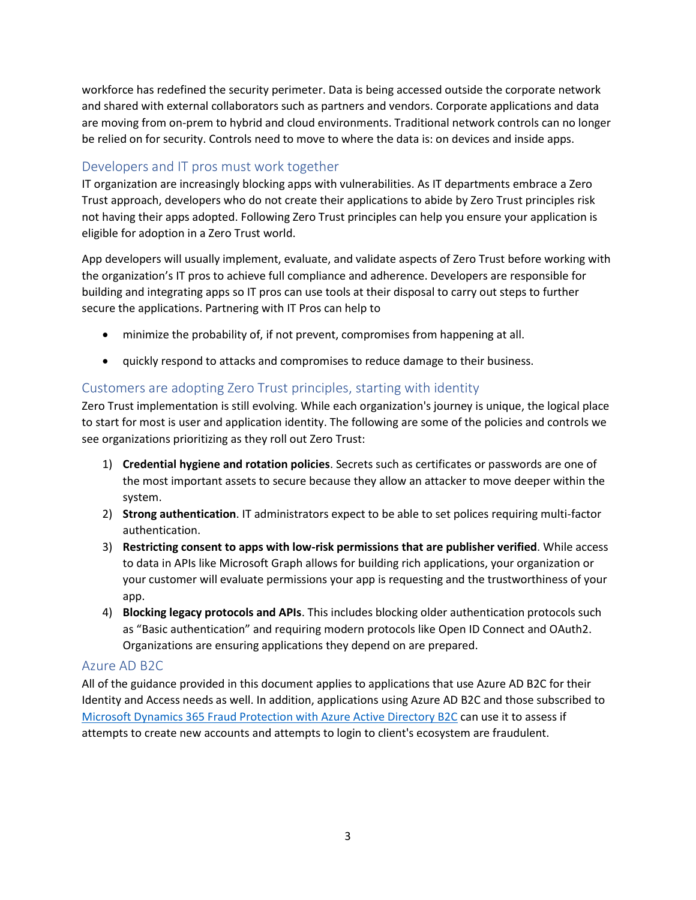workforce has redefined the security perimeter. Data is being accessed outside the corporate network and shared with external collaborators such as partners and vendors. Corporate applications and data are moving from on-prem to hybrid and cloud environments. Traditional network controls can no longer be relied on for security. Controls need to move to where the data is: on devices and inside apps.

## Developers and IT pros must work together

IT organization are increasingly blocking apps with vulnerabilities. As IT departments embrace a Zero Trust approach, developers who do not create their applications to abide by Zero Trust principles risk not having their apps adopted. Following Zero Trust principles can help you ensure your application is eligible for adoption in a Zero Trust world.

App developers will usually implement, evaluate, and validate aspects of Zero Trust before working with the organization's IT pros to achieve full compliance and adherence. Developers are responsible for building and integrating apps so IT pros can use tools at their disposal to carry out steps to further secure the applications. Partnering with IT Pros can help to

- minimize the probability of, if not prevent, compromises from happening at all.
- quickly respond to attacks and compromises to reduce damage to their business.

## Customers are adopting Zero Trust principles, starting with identity

Zero Trust implementation is still evolving. While each organization's journey is unique, the logical place to start for most is user and application identity. The following are some of the policies and controls we see organizations prioritizing as they roll out Zero Trust:

1) **Credential hygiene and rotation policies**. Secrets such as certificates or passwords are one of the most important assets to secure because they allow an attacker to move deeper within the system.
2) **Strong authentication**. IT administrators expect to be able to set polices requiring multi-factor authentication.
3) **Restricting consent to apps with low-risk permissions that are publisher verified**. While access to data in APIs like Microsoft Graph allows for building rich applications, your organization or your customer will evaluate permissions your app is requesting and the trustworthiness of your app.
4) **Blocking legacy protocols and APIs**. This includes blocking older authentication protocols such as "Basic authentication" and requiring modern protocols like Open ID Connect and OAuth2. Organizations are ensuring applications they depend on are prepared.

## Azure AD B2C

All of the guidance provided in this document applies to applications that use Azure AD B2C for their Identity and Access needs as well. In addition, applications using Azure AD B2C and those subscribed to Microsoft Dynamics 365 Fraud Protection with Azure Active Directory B2C can use it to assess if attempts to create new accounts and attempts to login to client's ecosystem are fraudulent.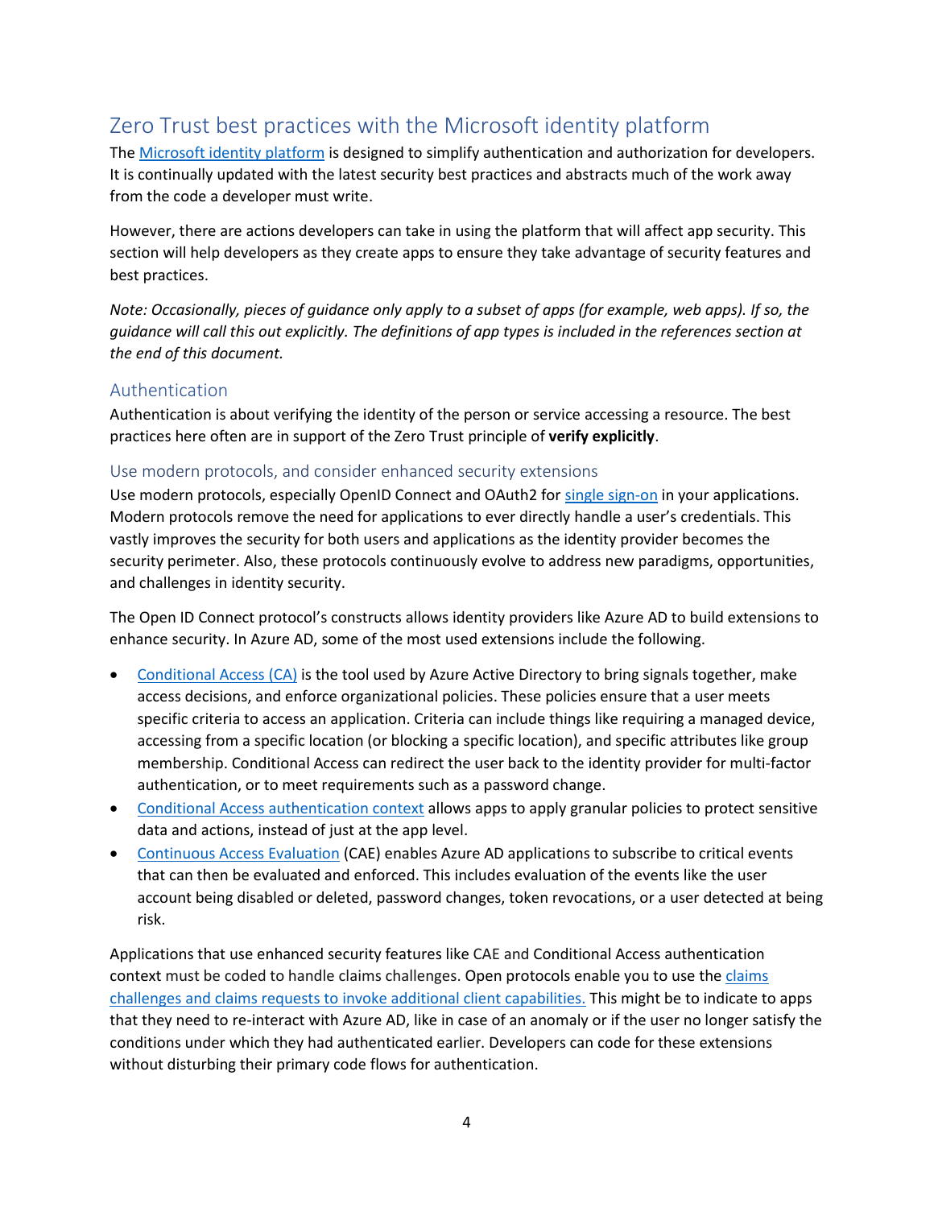## Zero Trust best practices with the Microsoft identity platform

The Microsoft identity platform is designed to simplify authentication and authorization for developers. It is continually updated with the latest security best practices and abstracts much of the work away from the code a developer must write.

However, there are actions developers can take in using the platform that will affect app security. This section will help developers as they create apps to ensure they take advantage of security features and best practices.

*Note: Occasionally, pieces of guidance only apply to a subset of apps (for example, web apps). If so, the guidance will call this out explicitly. The definitions of app types is included in the references section at the end of this document.*

### Authentication

Authentication is about verifying the identity of the person or service accessing a resource. The best practices here often are in support of the Zero Trust principle of **verify explicitly**.

#### Use modern protocols, and consider enhanced security extensions

Use modern protocols, especially OpenID Connect and OAuth2 for single sign-on in your applications. Modern protocols remove the need for applications to ever directly handle a user's credentials. This vastly improves the security for both users and applications as the identity provider becomes the security perimeter. Also, these protocols continuously evolve to address new paradigms, opportunities, and challenges in identity security.

The Open ID Connect protocol's constructs allows identity providers like Azure AD to build extensions to enhance security. In Azure AD, some of the most used extensions include the following.

- Conditional Access (CA) is the tool used by Azure Active Directory to bring signals together, make access decisions, and enforce organizational policies. These policies ensure that a user meets specific criteria to access an application. Criteria can include things like requiring a managed device, accessing from a specific location (or blocking a specific location), and specific attributes like group membership. Conditional Access can redirect the user back to the identity provider for multi-factor authentication, or to meet requirements such as a password change.
- Conditional Access authentication context allows apps to apply granular policies to protect sensitive data and actions, instead of just at the app level.
- Continuous Access Evaluation (CAE) enables Azure AD applications to subscribe to critical events that can then be evaluated and enforced. This includes evaluation of the events like the user account being disabled or deleted, password changes, token revocations, or a user detected at being risk.

Applications that use enhanced security features like CAE and Conditional Access authentication context must be coded to handle claims challenges. Open protocols enable you to use the claims challenges and claims requests to invoke additional client capabilities. This might be to indicate to apps that they need to re-interact with Azure AD, like in case of an anomaly or if the user no longer satisfy the conditions under which they had authenticated earlier. Developers can code for these extensions without disturbing their primary code flows for authentication.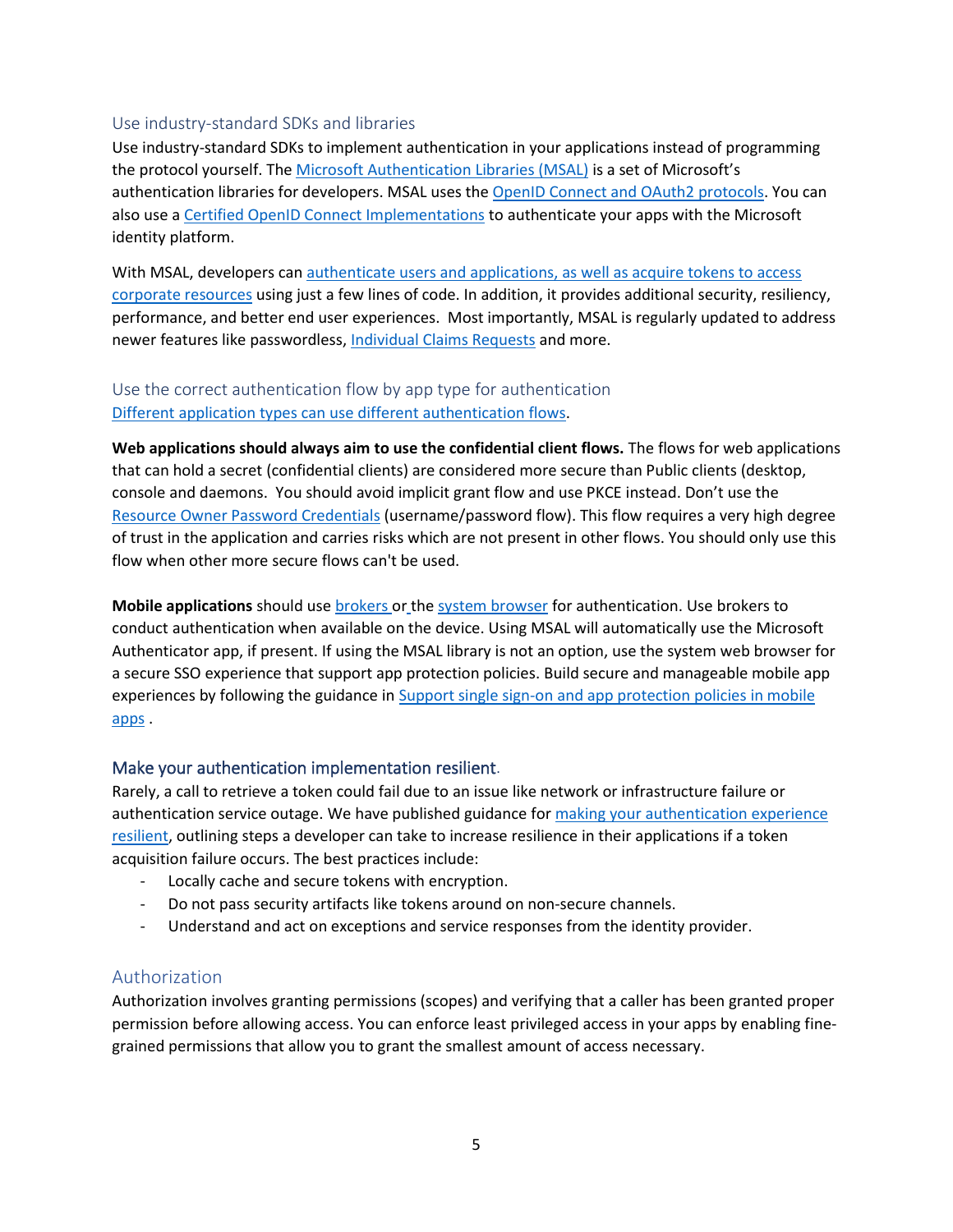### Use industry-standard SDKs and libraries

Use industry-standard SDKs to implement authentication in your applications instead of programming the protocol yourself. The Microsoft Authentication Libraries (MSAL) is a set of Microsoft's authentication libraries for developers. MSAL uses the OpenID Connect and OAuth2 protocols. You can also use a Certified OpenID Connect Implementations to authenticate your apps with the Microsoft identity platform.

With MSAL, developers can authenticate users and applications, as well as acquire tokens to access corporate resources using just a few lines of code. In addition, it provides additional security, resiliency, performance, and better end user experiences. Most importantly, MSAL is regularly updated to address newer features like passwordless, Individual Claims Requests and more.

### Use the correct authentication flow by app type for authentication

Different application types can use different authentication flows.

**Web applications should always aim to use the confidential client flows.** The flows for web applications that can hold a secret (confidential clients) are considered more secure than Public clients (desktop, console and daemons. You should avoid implicit grant flow and use PKCE instead. Don't use the Resource Owner Password Credentials (username/password flow). This flow requires a very high degree of trust in the application and carries risks which are not present in other flows. You should only use this flow when other more secure flows can't be used.

**Mobile applications** should use brokers or the system browser for authentication. Use brokers to conduct authentication when available on the device. Using MSAL will automatically use the Microsoft Authenticator app, if present. If using the MSAL library is not an option, use the system web browser for a secure SSO experience that support app protection policies. Build secure and manageable mobile app experiences by following the guidance in Support single sign-on and app protection policies in mobile apps .

### Make your authentication implementation resilient.

Rarely, a call to retrieve a token could fail due to an issue like network or infrastructure failure or authentication service outage. We have published guidance for making your authentication experience resilient, outlining steps a developer can take to increase resilience in their applications if a token acquisition failure occurs. The best practices include:

- Locally cache and secure tokens with encryption.
- Do not pass security artifacts like tokens around on non-secure channels.
- Understand and act on exceptions and service responses from the identity provider.

## Authorization

Authorization involves granting permissions (scopes) and verifying that a caller has been granted proper permission before allowing access. You can enforce least privileged access in your apps by enabling fine-grained permissions that allow you to grant the smallest amount of access necessary.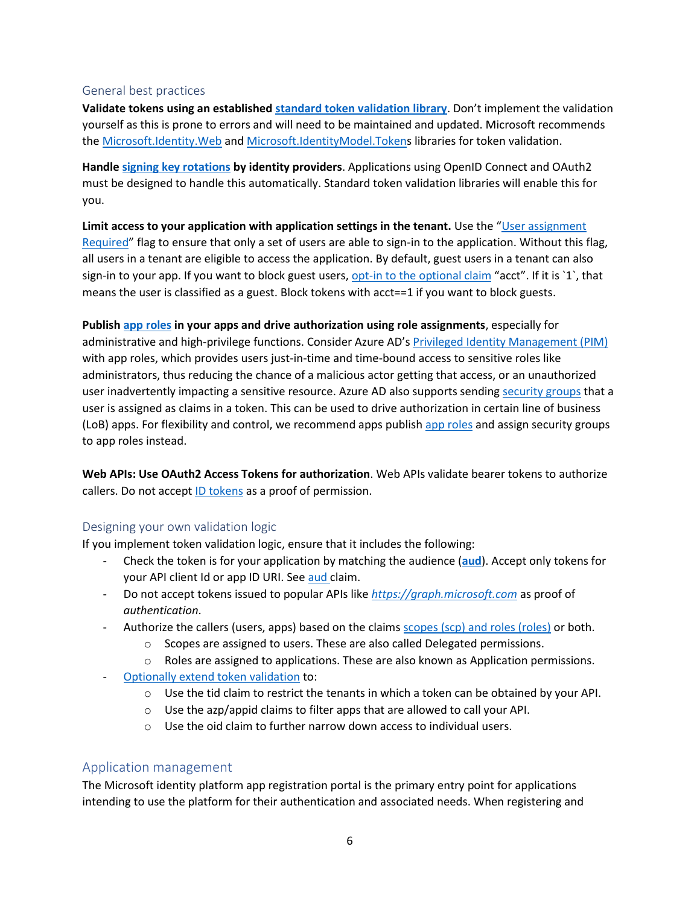### General best practices

**Validate tokens using an established standard token validation library**. Don't implement the validation yourself as this is prone to errors and will need to be maintained and updated. Microsoft recommends the Microsoft.Identity.Web and Microsoft.IdentityModel.Tokens libraries for token validation.

**Handle signing key rotations by identity providers**. Applications using OpenID Connect and OAuth2 must be designed to handle this automatically. Standard token validation libraries will enable this for you.

**Limit access to your application with application settings in the tenant.** Use the "User assignment Required" flag to ensure that only a set of users are able to sign-in to the application. Without this flag, all users in a tenant are eligible to access the application. By default, guest users in a tenant can also sign-in to your app. If you want to block guest users, opt-in to the optional claim "acct". If it is `1`, that means the user is classified as a guest. Block tokens with acct==1 if you want to block guests.

**Publish app roles in your apps and drive authorization using role assignments**, especially for administrative and high-privilege functions. Consider Azure AD's Privileged Identity Management (PIM) with app roles, which provides users just-in-time and time-bound access to sensitive roles like administrators, thus reducing the chance of a malicious actor getting that access, or an unauthorized user inadvertently impacting a sensitive resource. Azure AD also supports sending security groups that a user is assigned as claims in a token. This can be used to drive authorization in certain line of business (LoB) apps. For flexibility and control, we recommend apps publish app roles and assign security groups to app roles instead.

**Web APIs: Use OAuth2 Access Tokens for authorization**. Web APIs validate bearer tokens to authorize callers. Do not accept ID tokens as a proof of permission.

### Designing your own validation logic

If you implement token validation logic, ensure that it includes the following:

- Check the token is for your application by matching the audience (**aud**). Accept only tokens for your API client Id or app ID URI. See aud claim.
- Do not accept tokens issued to popular APIs like *https://graph.microsoft.com* as proof of *authentication*.
- Authorize the callers (users, apps) based on the claims scopes (scp) and roles (roles) or both.
  - Scopes are assigned to users. These are also called Delegated permissions.
  - Roles are assigned to applications. These are also known as Application permissions.
- Optionally extend token validation to:
  - Use the tid claim to restrict the tenants in which a token can be obtained by your API.
  - Use the azp/appid claims to filter apps that are allowed to call your API.
  - Use the oid claim to further narrow down access to individual users.

## Application management

The Microsoft identity platform app registration portal is the primary entry point for applications intending to use the platform for their authentication and associated needs. When registering and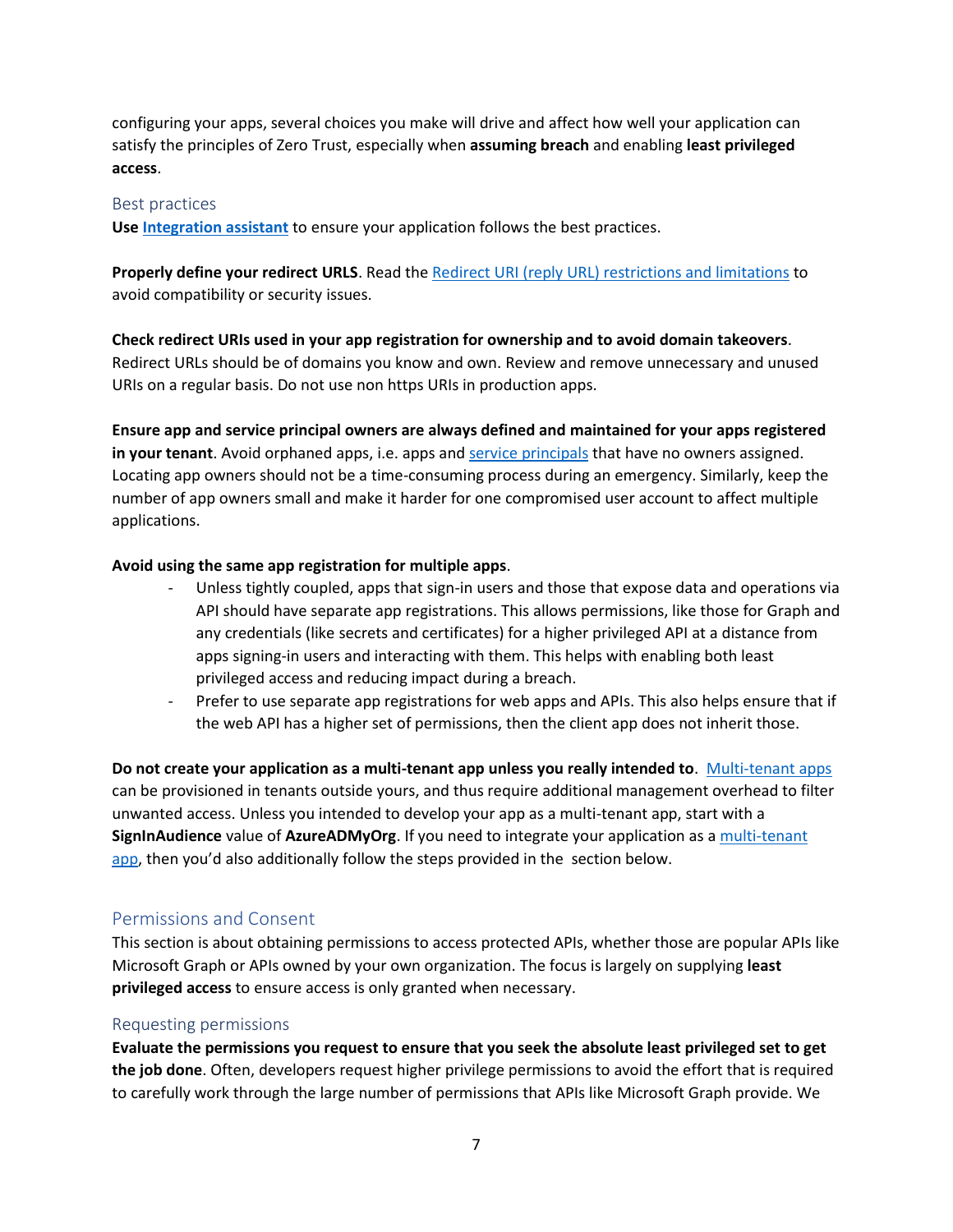configuring your apps, several choices you make will drive and affect how well your application can satisfy the principles of Zero Trust, especially when **assuming breach** and enabling **least privileged access**.

### Best practices

**Use Integration assistant** to ensure your application follows the best practices.

**Properly define your redirect URLS**. Read the Redirect URI (reply URL) restrictions and limitations to avoid compatibility or security issues.

**Check redirect URIs used in your app registration for ownership and to avoid domain takeovers**. Redirect URLs should be of domains you know and own. Review and remove unnecessary and unused URIs on a regular basis. Do not use non https URIs in production apps.

**Ensure app and service principal owners are always defined and maintained for your apps registered in your tenant**. Avoid orphaned apps, i.e. apps and service principals that have no owners assigned. Locating app owners should not be a time-consuming process during an emergency. Similarly, keep the number of app owners small and make it harder for one compromised user account to affect multiple applications.

**Avoid using the same app registration for multiple apps**.

- Unless tightly coupled, apps that sign-in users and those that expose data and operations via API should have separate app registrations. This allows permissions, like those for Graph and any credentials (like secrets and certificates) for a higher privileged API at a distance from apps signing-in users and interacting with them. This helps with enabling both least privileged access and reducing impact during a breach.
- Prefer to use separate app registrations for web apps and APIs. This also helps ensure that if the web API has a higher set of permissions, then the client app does not inherit those.

**Do not create your application as a multi-tenant app unless you really intended to**. Multi-tenant apps can be provisioned in tenants outside yours, and thus require additional management overhead to filter unwanted access. Unless you intended to develop your app as a multi-tenant app, start with a **SignInAudience** value of **AzureADMyOrg**. If you need to integrate your application as a multi-tenant app, then you'd also additionally follow the steps provided in the  section below.

## Permissions and Consent

This section is about obtaining permissions to access protected APIs, whether those are popular APIs like Microsoft Graph or APIs owned by your own organization. The focus is largely on supplying **least privileged access** to ensure access is only granted when necessary.

### Requesting permissions

**Evaluate the permissions you request to ensure that you seek the absolute least privileged set to get the job done**. Often, developers request higher privilege permissions to avoid the effort that is required to carefully work through the large number of permissions that APIs like Microsoft Graph provide. We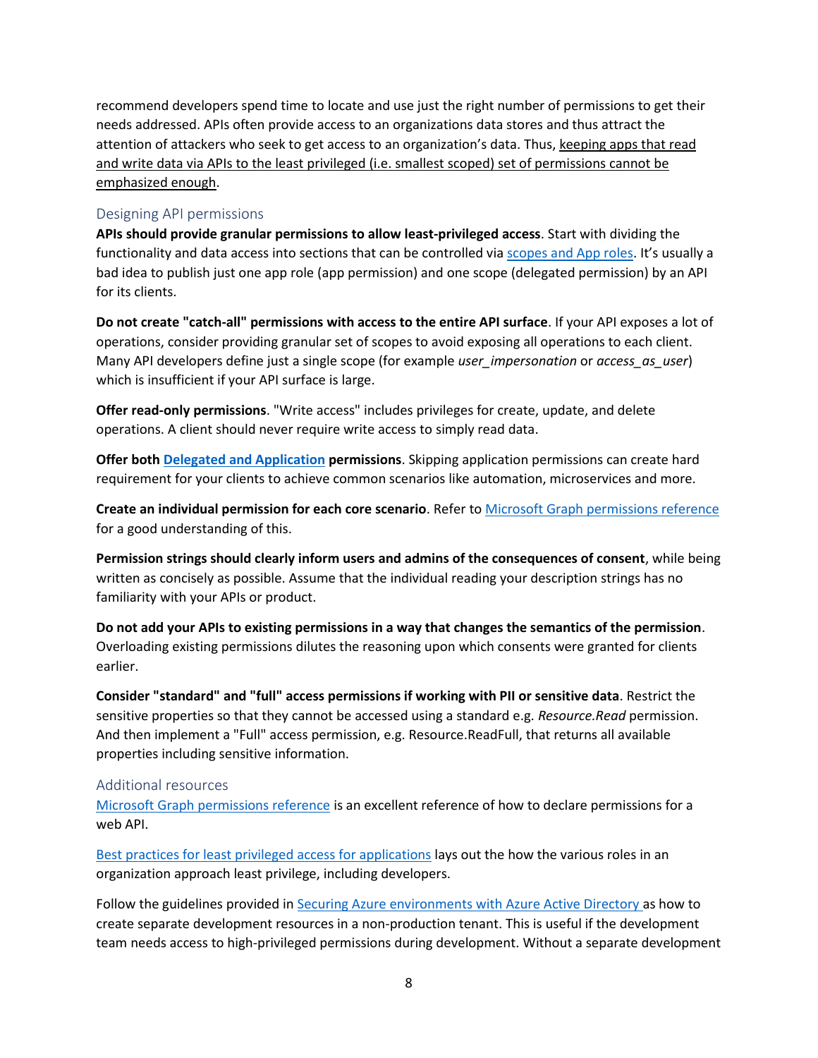recommend developers spend time to locate and use just the right number of permissions to get their needs addressed. APIs often provide access to an organizations data stores and thus attract the attention of attackers who seek to get access to an organization's data. Thus, keeping apps that read and write data via APIs to the least privileged (i.e. smallest scoped) set of permissions cannot be emphasized enough.

### Designing API permissions

**APIs should provide granular permissions to allow least-privileged access**. Start with dividing the functionality and data access into sections that can be controlled via [scopes and App roles](). It's usually a bad idea to publish just one app role (app permission) and one scope (delegated permission) by an API for its clients.

**Do not create "catch-all" permissions with access to the entire API surface**. If your API exposes a lot of operations, consider providing granular set of scopes to avoid exposing all operations to each client. Many API developers define just a single scope (for example *user_impersonation* or *access_as_user*) which is insufficient if your API surface is large.

**Offer read-only permissions**. "Write access" includes privileges for create, update, and delete operations. A client should never require write access to simply read data.

**Offer both [Delegated and Application]() permissions**. Skipping application permissions can create hard requirement for your clients to achieve common scenarios like automation, microservices and more.

**Create an individual permission for each core scenario**. Refer to [Microsoft Graph permissions reference]() for a good understanding of this.

**Permission strings should clearly inform users and admins of the consequences of consent**, while being written as concisely as possible. Assume that the individual reading your description strings has no familiarity with your APIs or product.

**Do not add your APIs to existing permissions in a way that changes the semantics of the permission**. Overloading existing permissions dilutes the reasoning upon which consents were granted for clients earlier.

**Consider "standard" and "full" access permissions if working with PII or sensitive data**. Restrict the sensitive properties so that they cannot be accessed using a standard e.g. *Resource.Read* permission. And then implement a "Full" access permission, e.g. Resource.ReadFull, that returns all available properties including sensitive information.

### Additional resources

[Microsoft Graph permissions reference]() is an excellent reference of how to declare permissions for a web API.

[Best practices for least privileged access for applications]() lays out the how the various roles in an organization approach least privilege, including developers.

Follow the guidelines provided in [Securing Azure environments with Azure Active Directory]() as how to create separate development resources in a non-production tenant. This is useful if the development team needs access to high-privileged permissions during development. Without a separate development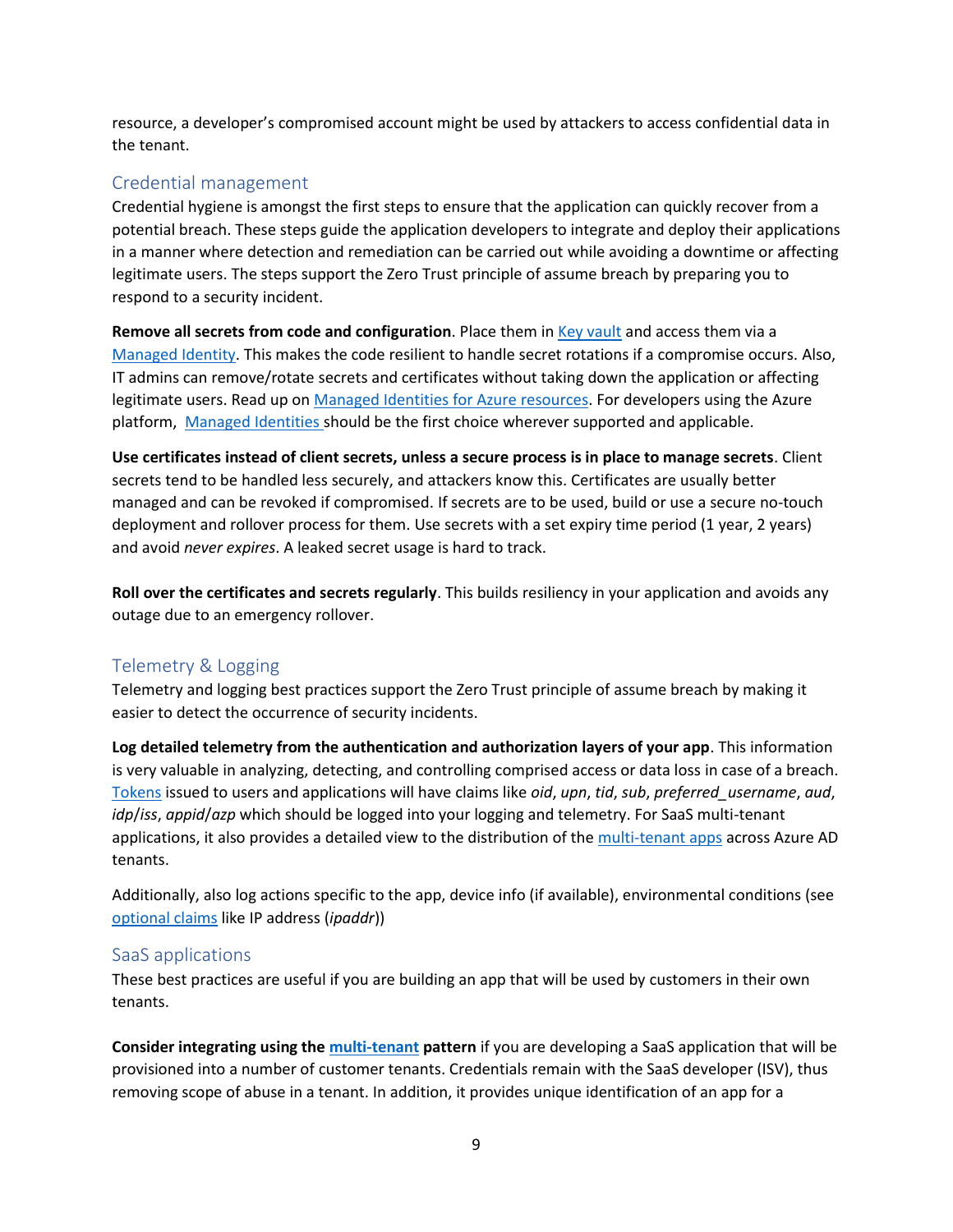resource, a developer's compromised account might be used by attackers to access confidential data in the tenant.

## Credential management

Credential hygiene is amongst the first steps to ensure that the application can quickly recover from a potential breach. These steps guide the application developers to integrate and deploy their applications in a manner where detection and remediation can be carried out while avoiding a downtime or affecting legitimate users. The steps support the Zero Trust principle of assume breach by preparing you to respond to a security incident.

**Remove all secrets from code and configuration**. Place them in Key vault and access them via a Managed Identity. This makes the code resilient to handle secret rotations if a compromise occurs. Also, IT admins can remove/rotate secrets and certificates without taking down the application or affecting legitimate users. Read up on Managed Identities for Azure resources. For developers using the Azure platform, Managed Identities should be the first choice wherever supported and applicable.

**Use certificates instead of client secrets, unless a secure process is in place to manage secrets**. Client secrets tend to be handled less securely, and attackers know this. Certificates are usually better managed and can be revoked if compromised. If secrets are to be used, build or use a secure no-touch deployment and rollover process for them. Use secrets with a set expiry time period (1 year, 2 years) and avoid *never expires*. A leaked secret usage is hard to track.

**Roll over the certificates and secrets regularly**. This builds resiliency in your application and avoids any outage due to an emergency rollover.

## Telemetry & Logging

Telemetry and logging best practices support the Zero Trust principle of assume breach by making it easier to detect the occurrence of security incidents.

**Log detailed telemetry from the authentication and authorization layers of your app**. This information is very valuable in analyzing, detecting, and controlling comprised access or data loss in case of a breach. Tokens issued to users and applications will have claims like *oid*, *upn*, *tid*, *sub*, *preferred_username*, *aud*, *idp*/*iss*, *appid*/*azp* which should be logged into your logging and telemetry. For SaaS multi-tenant applications, it also provides a detailed view to the distribution of the multi-tenant apps across Azure AD tenants.

Additionally, also log actions specific to the app, device info (if available), environmental conditions (see optional claims like IP address (*ipaddr*))

## SaaS applications

These best practices are useful if you are building an app that will be used by customers in their own tenants.

**Consider integrating using the multi-tenant pattern** if you are developing a SaaS application that will be provisioned into a number of customer tenants. Credentials remain with the SaaS developer (ISV), thus removing scope of abuse in a tenant. In addition, it provides unique identification of an app for a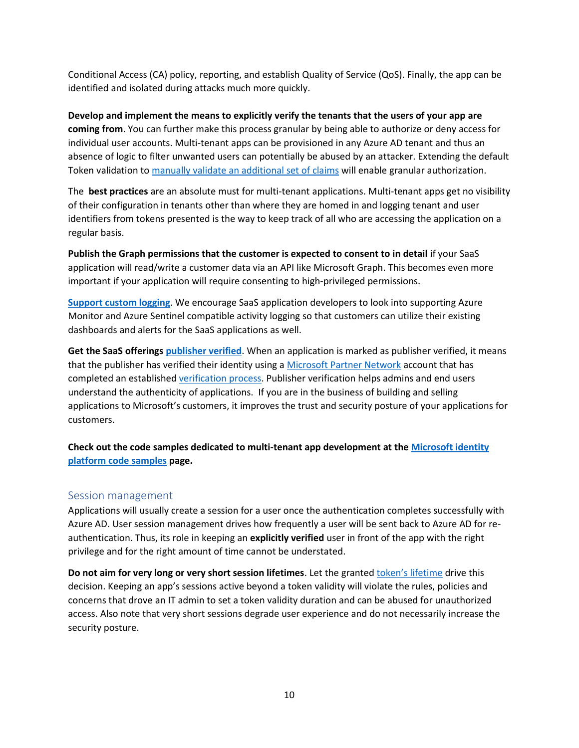Conditional Access (CA) policy, reporting, and establish Quality of Service (QoS). Finally, the app can be identified and isolated during attacks much more quickly.

**Develop and implement the means to explicitly verify the tenants that the users of your app are coming from**. You can further make this process granular by being able to authorize or deny access for individual user accounts. Multi-tenant apps can be provisioned in any Azure AD tenant and thus an absence of logic to filter unwanted users can potentially be abused by an attacker. Extending the default Token validation to manually validate an additional set of claims will enable granular authorization.

The **best practices** are an absolute must for multi-tenant applications. Multi-tenant apps get no visibility of their configuration in tenants other than where they are homed in and logging tenant and user identifiers from tokens presented is the way to keep track of all who are accessing the application on a regular basis.

**Publish the Graph permissions that the customer is expected to consent to in detail** if your SaaS application will read/write a customer data via an API like Microsoft Graph. This becomes even more important if your application will require consenting to high-privileged permissions.

**Support custom logging**. We encourage SaaS application developers to look into supporting Azure Monitor and Azure Sentinel compatible activity logging so that customers can utilize their existing dashboards and alerts for the SaaS applications as well.

**Get the SaaS offerings publisher verified**. When an application is marked as publisher verified, it means that the publisher has verified their identity using a Microsoft Partner Network account that has completed an established verification process. Publisher verification helps admins and end users understand the authenticity of applications. If you are in the business of building and selling applications to Microsoft's customers, it improves the trust and security posture of your applications for customers.

**Check out the code samples dedicated to multi-tenant app development at the Microsoft identity platform code samples page.**

## Session management

Applications will usually create a session for a user once the authentication completes successfully with Azure AD. User session management drives how frequently a user will be sent back to Azure AD for re-authentication. Thus, its role in keeping an **explicitly verified** user in front of the app with the right privilege and for the right amount of time cannot be understated.

**Do not aim for very long or very short session lifetimes**. Let the granted token's lifetime drive this decision. Keeping an app's sessions active beyond a token validity will violate the rules, policies and concerns that drove an IT admin to set a token validity duration and can be abused for unauthorized access. Also note that very short sessions degrade user experience and do not necessarily increase the security posture.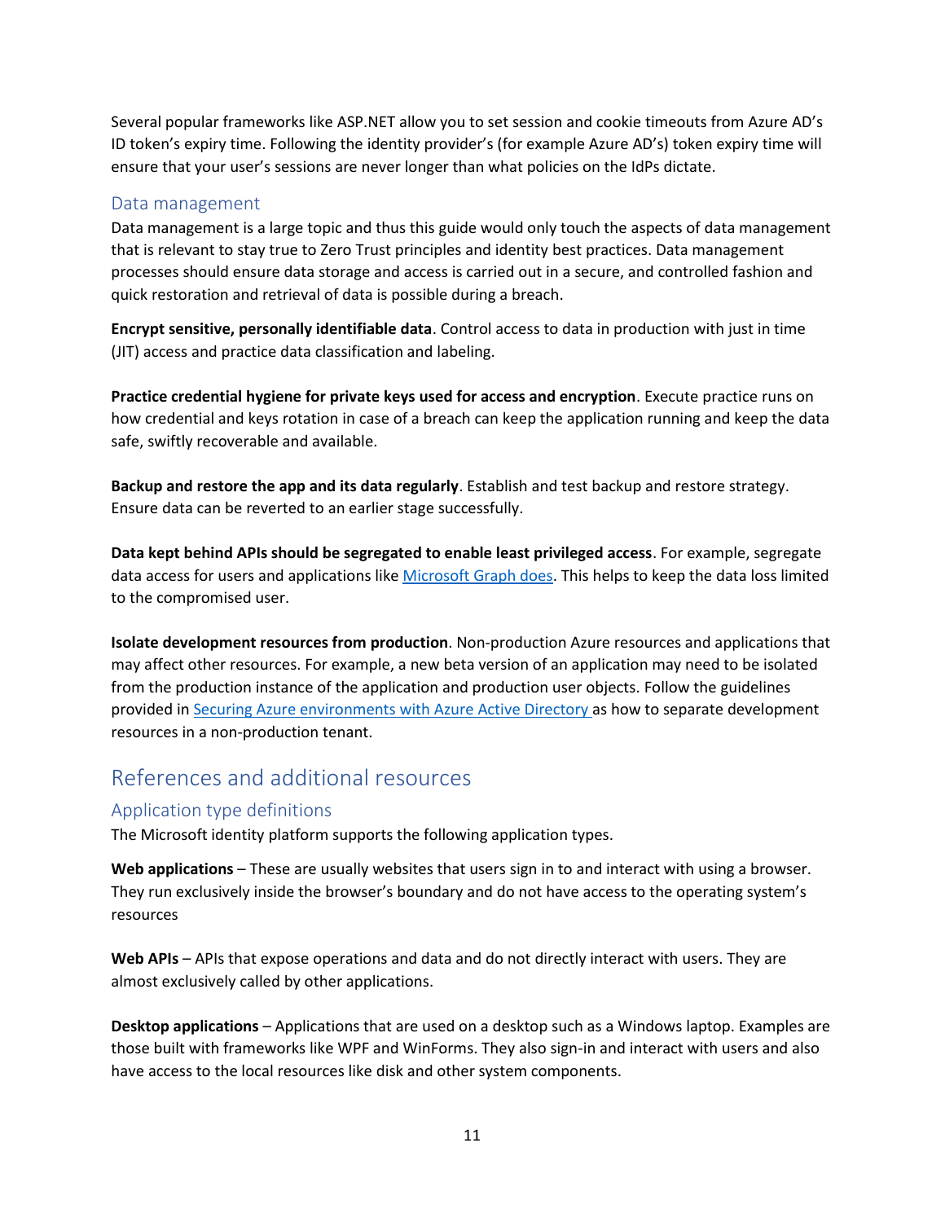Several popular frameworks like ASP.NET allow you to set session and cookie timeouts from Azure AD's ID token's expiry time. Following the identity provider's (for example Azure AD's) token expiry time will ensure that your user's sessions are never longer than what policies on the IdPs dictate.

### Data management

Data management is a large topic and thus this guide would only touch the aspects of data management that is relevant to stay true to Zero Trust principles and identity best practices. Data management processes should ensure data storage and access is carried out in a secure, and controlled fashion and quick restoration and retrieval of data is possible during a breach.

**Encrypt sensitive, personally identifiable data**. Control access to data in production with just in time (JIT) access and practice data classification and labeling.

**Practice credential hygiene for private keys used for access and encryption**. Execute practice runs on how credential and keys rotation in case of a breach can keep the application running and keep the data safe, swiftly recoverable and available.

**Backup and restore the app and its data regularly**. Establish and test backup and restore strategy. Ensure data can be reverted to an earlier stage successfully.

**Data kept behind APIs should be segregated to enable least privileged access**. For example, segregate data access for users and applications like [Microsoft Graph does](). This helps to keep the data loss limited to the compromised user.

**Isolate development resources from production**. Non-production Azure resources and applications that may affect other resources. For example, a new beta version of an application may need to be isolated from the production instance of the application and production user objects. Follow the guidelines provided in [Securing Azure environments with Azure Active Directory]() as how to separate development resources in a non-production tenant.

## References and additional resources

### Application type definitions

The Microsoft identity platform supports the following application types.

**Web applications** – These are usually websites that users sign in to and interact with using a browser. They run exclusively inside the browser's boundary and do not have access to the operating system's resources

**Web APIs** – APIs that expose operations and data and do not directly interact with users. They are almost exclusively called by other applications.

**Desktop applications** – Applications that are used on a desktop such as a Windows laptop. Examples are those built with frameworks like WPF and WinForms. They also sign-in and interact with users and also have access to the local resources like disk and other system components.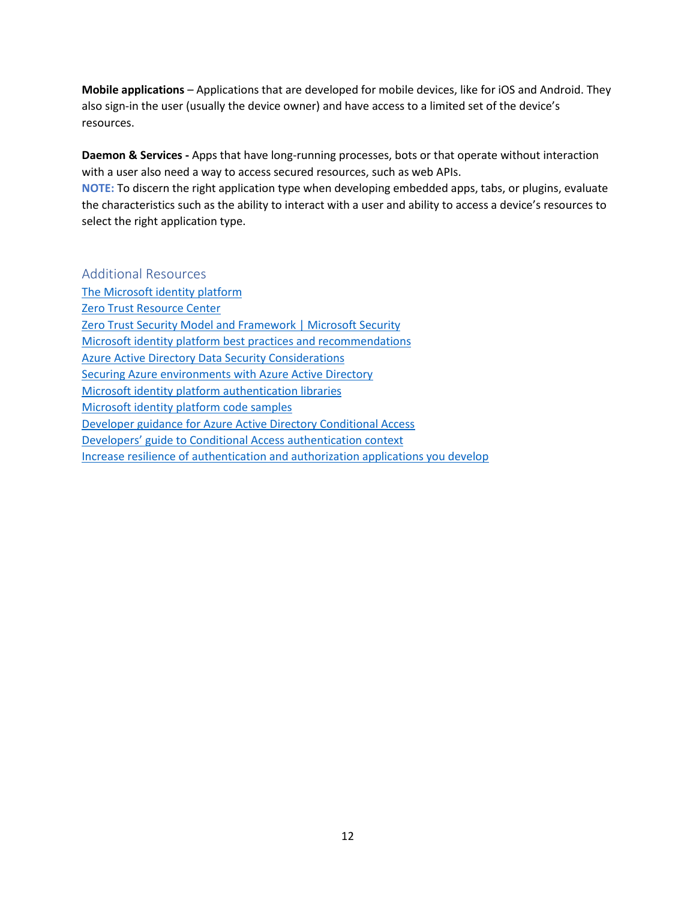**Mobile applications** – Applications that are developed for mobile devices, like for iOS and Android. They also sign-in the user (usually the device owner) and have access to a limited set of the device's resources.

**Daemon & Services -** Apps that have long-running processes, bots or that operate without interaction with a user also need a way to access secured resources, such as web APIs.

**NOTE:** To discern the right application type when developing embedded apps, tabs, or plugins, evaluate the characteristics such as the ability to interact with a user and ability to access a device's resources to select the right application type.

## Additional Resources

The Microsoft identity platform
Zero Trust Resource Center
Zero Trust Security Model and Framework | Microsoft Security
Microsoft identity platform best practices and recommendations
Azure Active Directory Data Security Considerations
Securing Azure environments with Azure Active Directory
Microsoft identity platform authentication libraries
Microsoft identity platform code samples
Developer guidance for Azure Active Directory Conditional Access
Developers' guide to Conditional Access authentication context
Increase resilience of authentication and authorization applications you develop